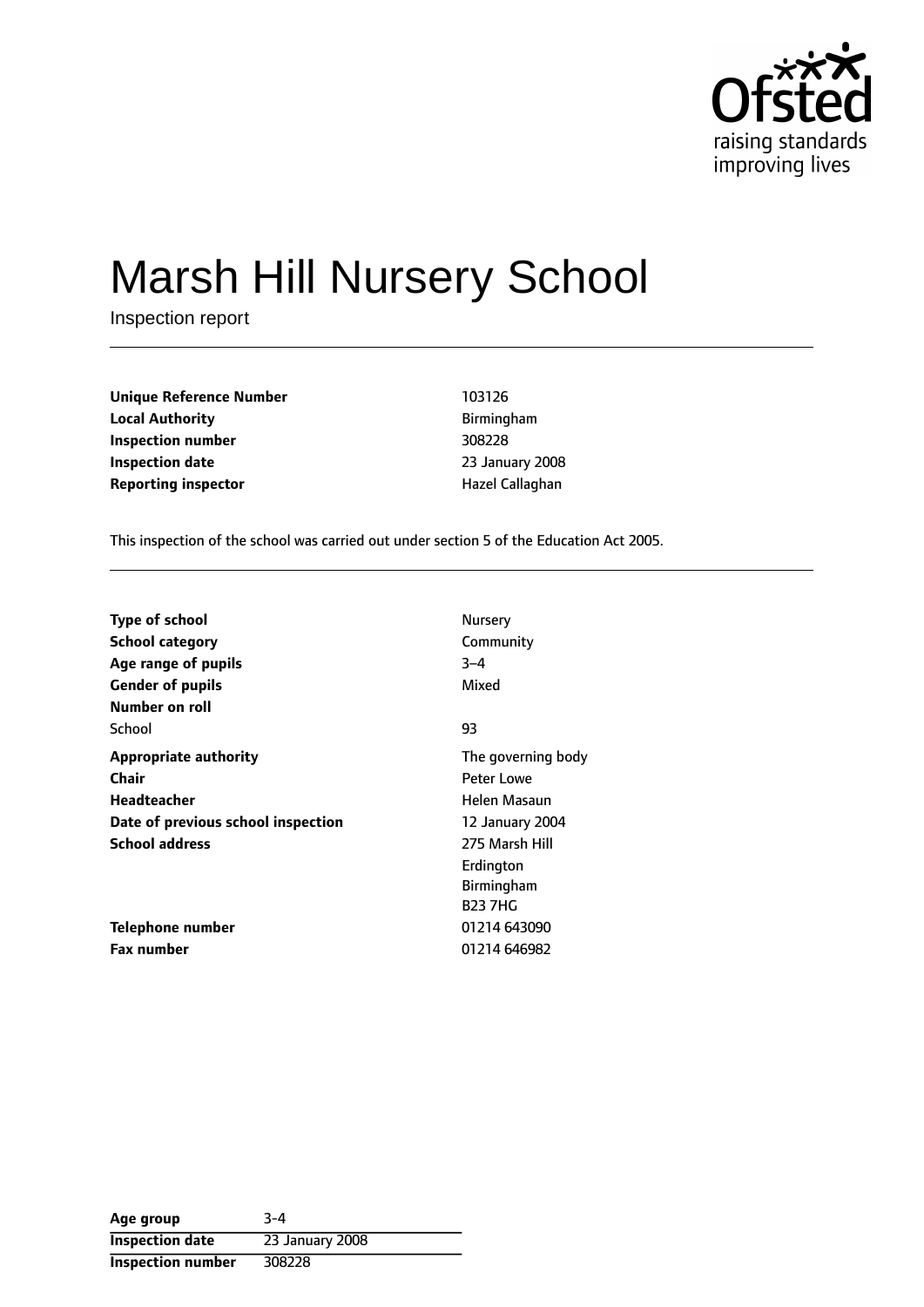# Marsh Hill Nursery School

Inspection report

| | |
|---|---|
| **Unique Reference Number** | 103126 |
| **Local Authority** | Birmingham |
| **Inspection number** | 308228 |
| **Inspection date** | 23 January 2008 |
| **Reporting inspector** | Hazel Callaghan |

This inspection of the school was carried out under section 5 of the Education Act 2005.

| | |
|---|---|
| **Type of school** | Nursery |
| **School category** | Community |
| **Age range of pupils** | 3–4 |
| **Gender of pupils** | Mixed |
| **Number on roll** | |
| School | 93 |
| **Appropriate authority** | The governing body |
| **Chair** | Peter Lowe |
| **Headteacher** | Helen Masaun |
| **Date of previous school inspection** | 12 January 2004 |
| **School address** | 275 Marsh Hill<br>Erdington<br>Birmingham<br>B23 7HG |
| **Telephone number** | 01214 643090 |
| **Fax number** | 01214 646982 |

| | |
|---|---|
| **Age group** | 3-4 |
| **Inspection date** | 23 January 2008 |
| **Inspection number** | 308228 |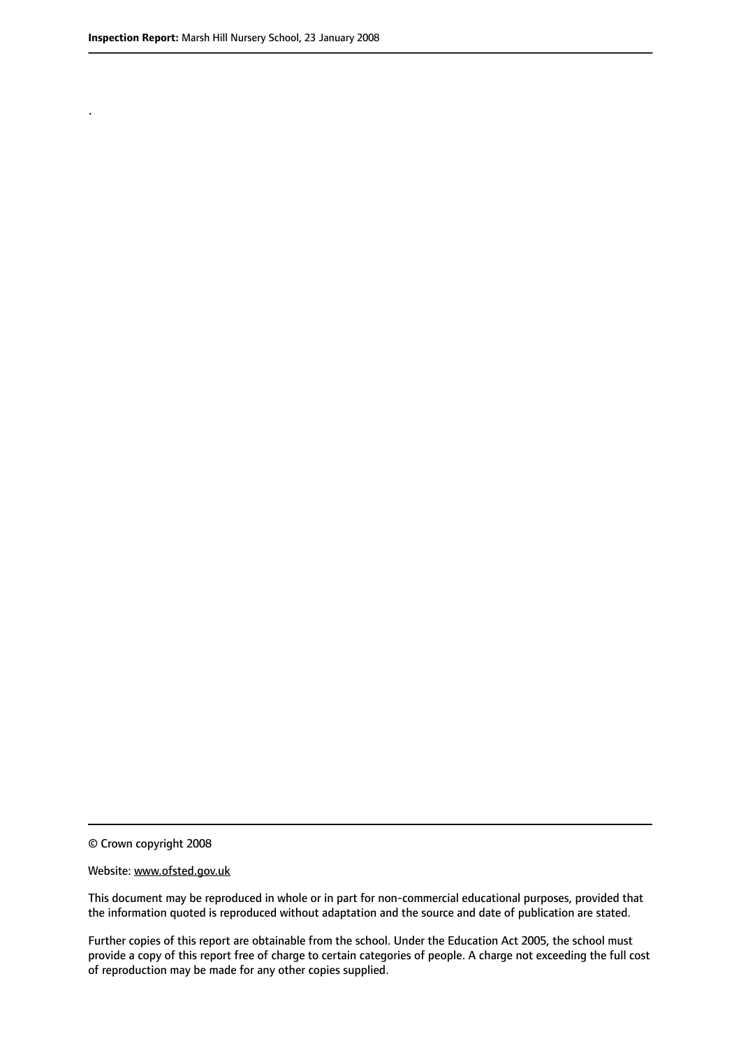.

© Crown copyright 2008

Website: www.ofsted.gov.uk

This document may be reproduced in whole or in part for non-commercial educational purposes, provided that the information quoted is reproduced without adaptation and the source and date of publication are stated.

Further copies of this report are obtainable from the school. Under the Education Act 2005, the school must provide a copy of this report free of charge to certain categories of people. A charge not exceeding the full cost of reproduction may be made for any other copies supplied.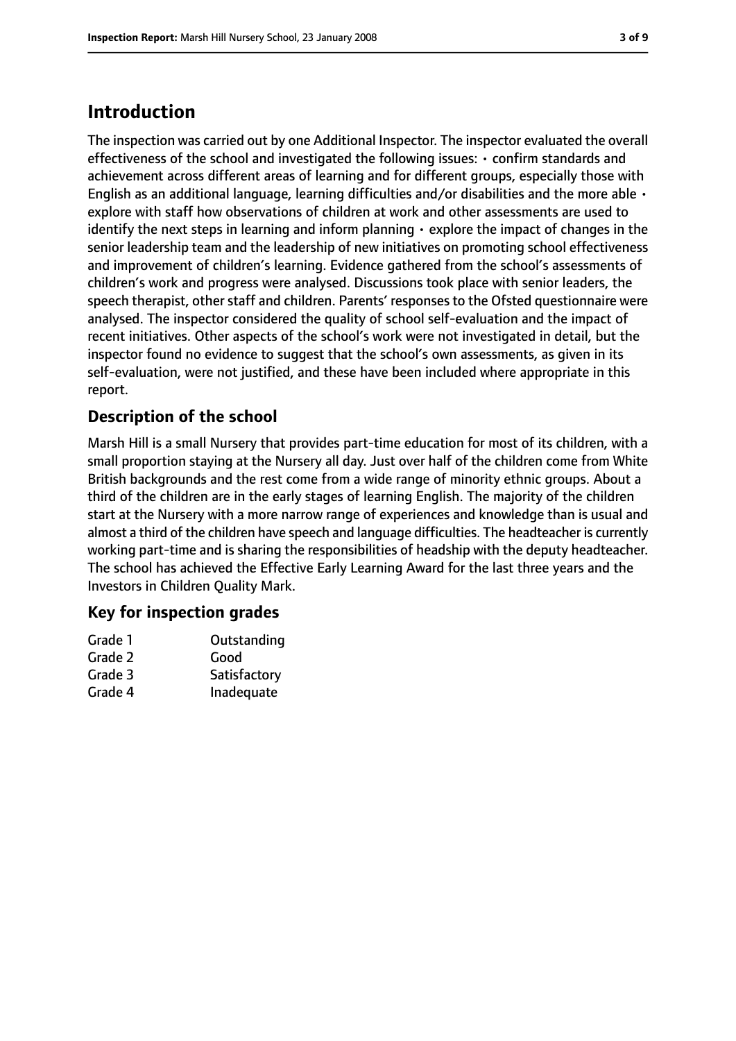## Introduction

The inspection was carried out by one Additional Inspector. The inspector evaluated the overall effectiveness of the school and investigated the following issues: • confirm standards and achievement across different areas of learning and for different groups, especially those with English as an additional language, learning difficulties and/or disabilities and the more able • explore with staff how observations of children at work and other assessments are used to identify the next steps in learning and inform planning • explore the impact of changes in the senior leadership team and the leadership of new initiatives on promoting school effectiveness and improvement of children's learning. Evidence gathered from the school's assessments of children's work and progress were analysed. Discussions took place with senior leaders, the speech therapist, other staff and children. Parents' responses to the Ofsted questionnaire were analysed. The inspector considered the quality of school self-evaluation and the impact of recent initiatives. Other aspects of the school's work were not investigated in detail, but the inspector found no evidence to suggest that the school's own assessments, as given in its self-evaluation, were not justified, and these have been included where appropriate in this report.

### Description of the school

Marsh Hill is a small Nursery that provides part-time education for most of its children, with a small proportion staying at the Nursery all day. Just over half of the children come from White British backgrounds and the rest come from a wide range of minority ethnic groups. About a third of the children are in the early stages of learning English. The majority of the children start at the Nursery with a more narrow range of experiences and knowledge than is usual and almost a third of the children have speech and language difficulties. The headteacher is currently working part-time and is sharing the responsibilities of headship with the deputy headteacher. The school has achieved the Effective Early Learning Award for the last three years and the Investors in Children Quality Mark.

### Key for inspection grades

| | |
|---|---|
| Grade 1 | Outstanding |
| Grade 2 | Good |
| Grade 3 | Satisfactory |
| Grade 4 | Inadequate |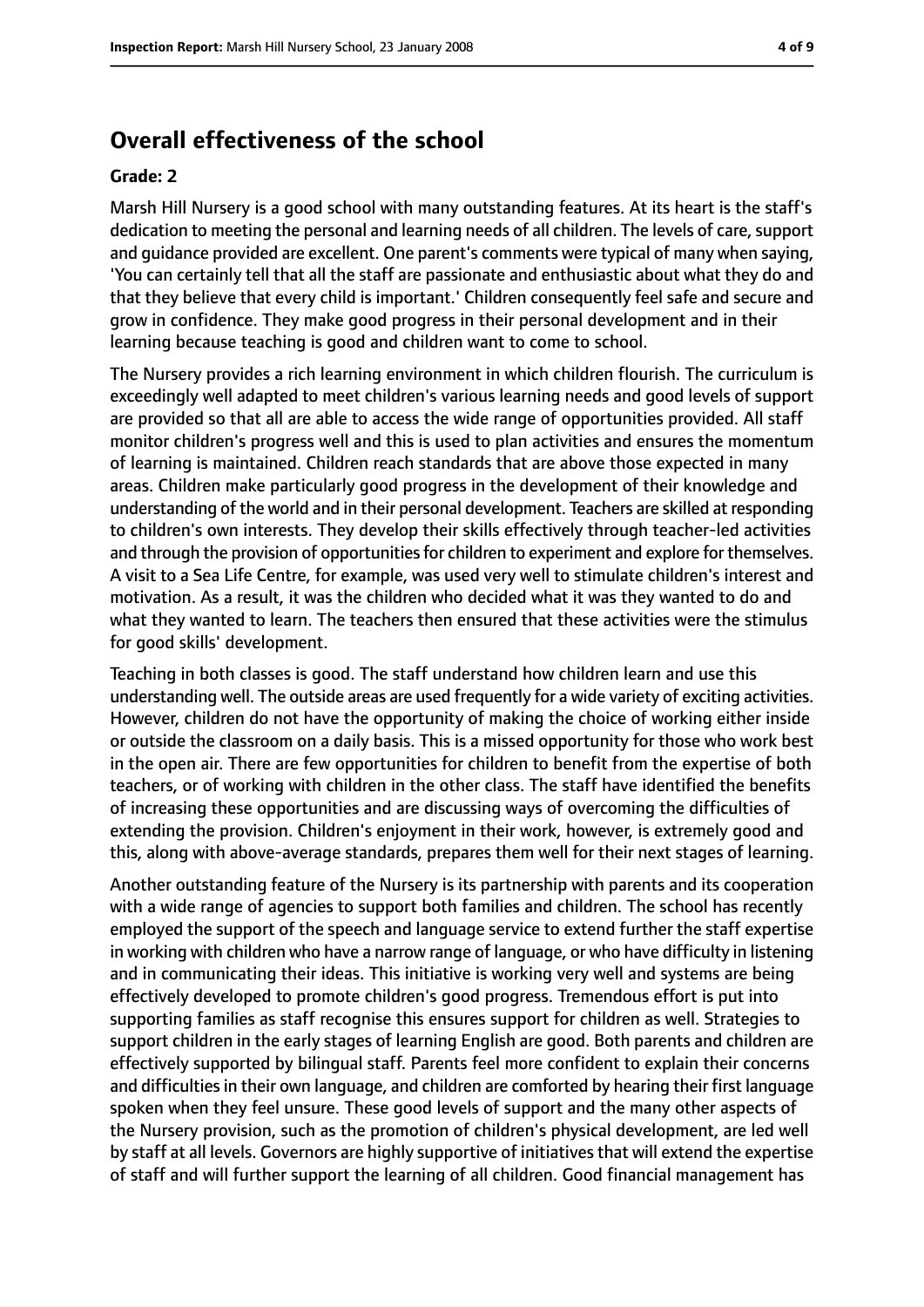## Overall effectiveness of the school

**Grade: 2**

Marsh Hill Nursery is a good school with many outstanding features. At its heart is the staff's dedication to meeting the personal and learning needs of all children. The levels of care, support and guidance provided are excellent. One parent's comments were typical of many when saying, 'You can certainly tell that all the staff are passionate and enthusiastic about what they do and that they believe that every child is important.' Children consequently feel safe and secure and grow in confidence. They make good progress in their personal development and in their learning because teaching is good and children want to come to school.

The Nursery provides a rich learning environment in which children flourish. The curriculum is exceedingly well adapted to meet children's various learning needs and good levels of support are provided so that all are able to access the wide range of opportunities provided. All staff monitor children's progress well and this is used to plan activities and ensures the momentum of learning is maintained. Children reach standards that are above those expected in many areas. Children make particularly good progress in the development of their knowledge and understanding of the world and in their personal development. Teachers are skilled at responding to children's own interests. They develop their skills effectively through teacher-led activities and through the provision of opportunities for children to experiment and explore for themselves. A visit to a Sea Life Centre, for example, was used very well to stimulate children's interest and motivation. As a result, it was the children who decided what it was they wanted to do and what they wanted to learn. The teachers then ensured that these activities were the stimulus for good skills' development.

Teaching in both classes is good. The staff understand how children learn and use this understanding well. The outside areas are used frequently for a wide variety of exciting activities. However, children do not have the opportunity of making the choice of working either inside or outside the classroom on a daily basis. This is a missed opportunity for those who work best in the open air. There are few opportunities for children to benefit from the expertise of both teachers, or of working with children in the other class. The staff have identified the benefits of increasing these opportunities and are discussing ways of overcoming the difficulties of extending the provision. Children's enjoyment in their work, however, is extremely good and this, along with above-average standards, prepares them well for their next stages of learning.

Another outstanding feature of the Nursery is its partnership with parents and its cooperation with a wide range of agencies to support both families and children. The school has recently employed the support of the speech and language service to extend further the staff expertise in working with children who have a narrow range of language, or who have difficulty in listening and in communicating their ideas. This initiative is working very well and systems are being effectively developed to promote children's good progress. Tremendous effort is put into supporting families as staff recognise this ensures support for children as well. Strategies to support children in the early stages of learning English are good. Both parents and children are effectively supported by bilingual staff. Parents feel more confident to explain their concerns and difficulties in their own language, and children are comforted by hearing their first language spoken when they feel unsure. These good levels of support and the many other aspects of the Nursery provision, such as the promotion of children's physical development, are led well by staff at all levels. Governors are highly supportive of initiatives that will extend the expertise of staff and will further support the learning of all children. Good financial management has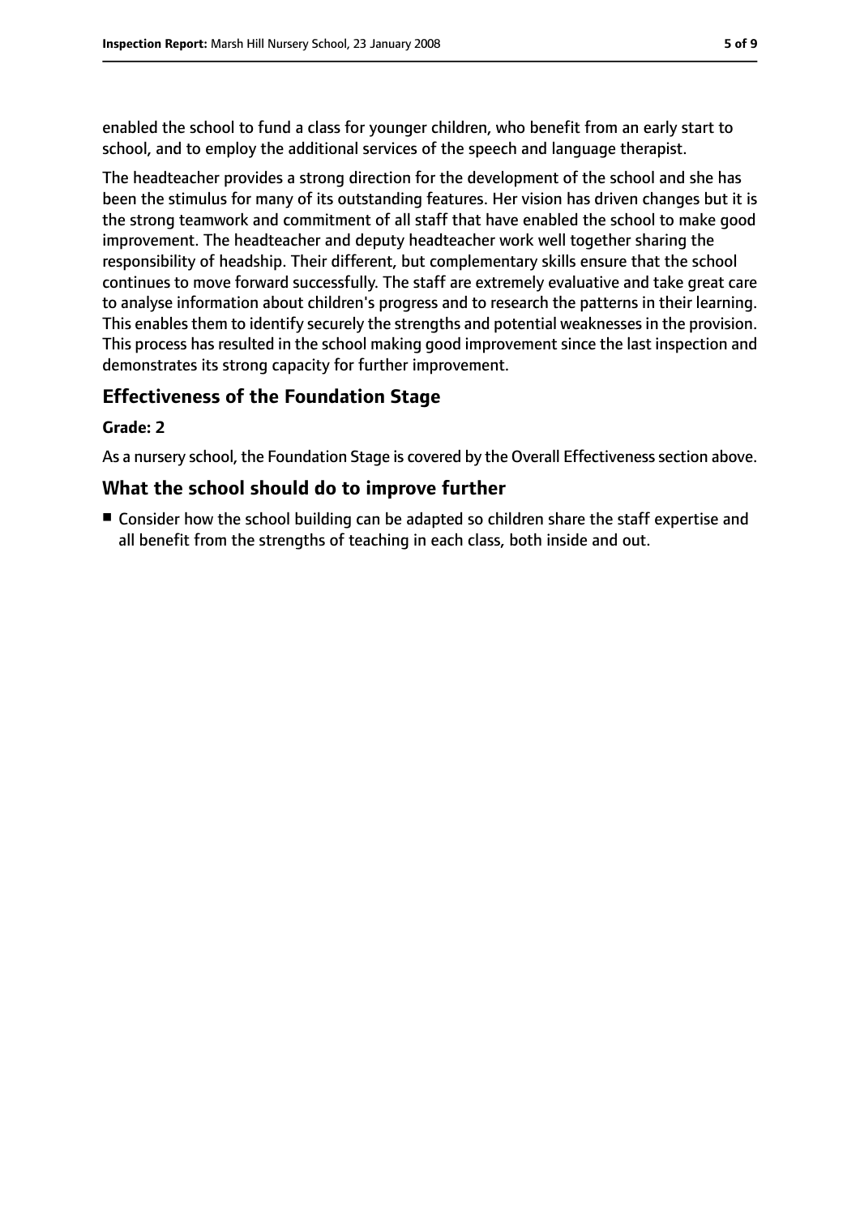enabled the school to fund a class for younger children, who benefit from an early start to school, and to employ the additional services of the speech and language therapist.

The headteacher provides a strong direction for the development of the school and she has been the stimulus for many of its outstanding features. Her vision has driven changes but it is the strong teamwork and commitment of all staff that have enabled the school to make good improvement. The headteacher and deputy headteacher work well together sharing the responsibility of headship. Their different, but complementary skills ensure that the school continues to move forward successfully. The staff are extremely evaluative and take great care to analyse information about children's progress and to research the patterns in their learning. This enables them to identify securely the strengths and potential weaknesses in the provision. This process has resulted in the school making good improvement since the last inspection and demonstrates its strong capacity for further improvement.

## Effectiveness of the Foundation Stage

**Grade: 2**

As a nursery school, the Foundation Stage is covered by the Overall Effectiveness section above.

## What the school should do to improve further

- Consider how the school building can be adapted so children share the staff expertise and all benefit from the strengths of teaching in each class, both inside and out.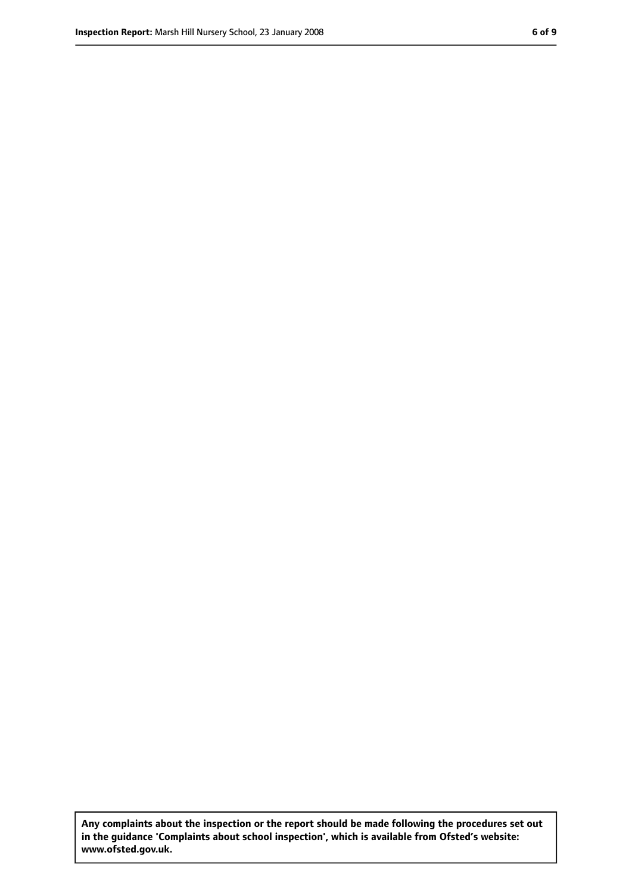**Any complaints about the inspection or the report should be made following the procedures set out in the guidance 'Complaints about school inspection', which is available from Ofsted's website: www.ofsted.gov.uk.**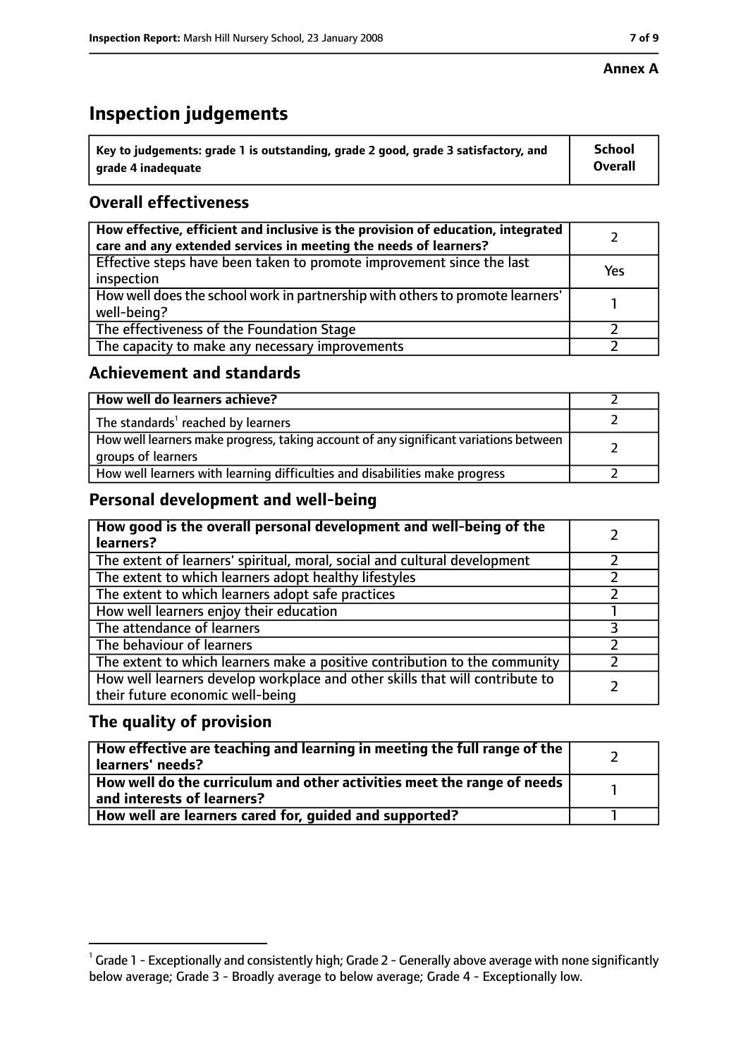**Annex A**

# Inspection judgements

| Key to judgements: grade 1 is outstanding, grade 2 good, grade 3 satisfactory, and grade 4 inadequate | School Overall |
| --- | --- |

## Overall effectiveness

| | |
| --- | --- |
| How effective, efficient and inclusive is the provision of education, integrated care and any extended services in meeting the needs of learners? | 2 |
| Effective steps have been taken to promote improvement since the last inspection | Yes |
| How well does the school work in partnership with others to promote learners' well-being? | 1 |
| The effectiveness of the Foundation Stage | 2 |
| The capacity to make any necessary improvements | 2 |

## Achievement and standards

| | |
| --- | --- |
| How well do learners achieve? | 2 |
| The standards[1] reached by learners | 2 |
| How well learners make progress, taking account of any significant variations between groups of learners | 2 |
| How well learners with learning difficulties and disabilities make progress | 2 |

## Personal development and well-being

| | |
| --- | --- |
| How good is the overall personal development and well-being of the learners? | 2 |
| The extent of learners' spiritual, moral, social and cultural development | 2 |
| The extent to which learners adopt healthy lifestyles | 2 |
| The extent to which learners adopt safe practices | 2 |
| How well learners enjoy their education | 1 |
| The attendance of learners | 3 |
| The behaviour of learners | 2 |
| The extent to which learners make a positive contribution to the community | 2 |
| How well learners develop workplace and other skills that will contribute to their future economic well-being | 2 |

## The quality of provision

| | |
| --- | --- |
| How effective are teaching and learning in meeting the full range of the learners' needs? | 2 |
| How well do the curriculum and other activities meet the range of needs and interests of learners? | 1 |
| How well are learners cared for, guided and supported? | 1 |

[1] Grade 1 - Exceptionally and consistently high; Grade 2 - Generally above average with none significantly below average; Grade 3 - Broadly average to below average; Grade 4 - Exceptionally low.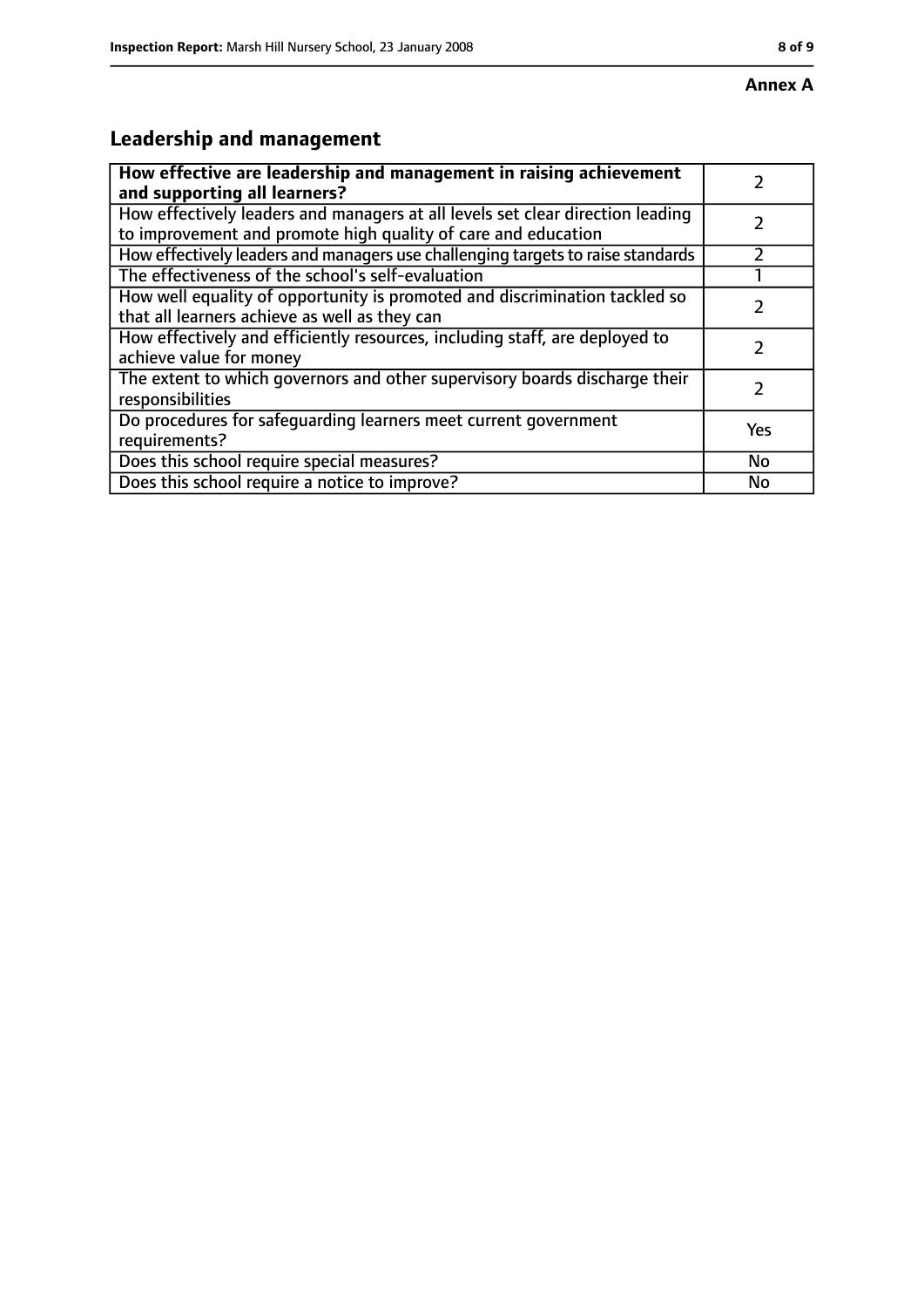**Annex A**

## Leadership and management

| How effective are leadership and management in raising achievement and supporting all learners? | 2 |
|---|---|
| How effectively leaders and managers at all levels set clear direction leading to improvement and promote high quality of care and education | 2 |
| How effectively leaders and managers use challenging targets to raise standards | 2 |
| The effectiveness of the school's self-evaluation | 1 |
| How well equality of opportunity is promoted and discrimination tackled so that all learners achieve as well as they can | 2 |
| How effectively and efficiently resources, including staff, are deployed to achieve value for money | 2 |
| The extent to which governors and other supervisory boards discharge their responsibilities | 2 |
| Do procedures for safeguarding learners meet current government requirements? | Yes |
| Does this school require special measures? | No |
| Does this school require a notice to improve? | No |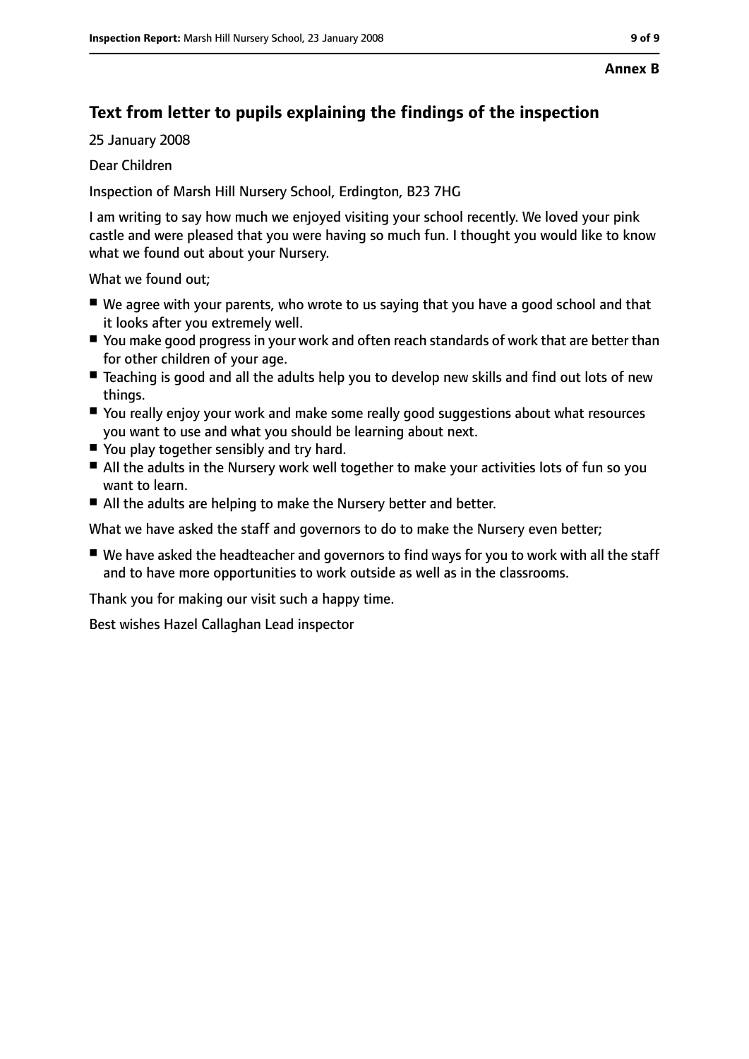**Annex B**

## Text from letter to pupils explaining the findings of the inspection

25 January 2008

Dear Children

Inspection of Marsh Hill Nursery School, Erdington, B23 7HG

I am writing to say how much we enjoyed visiting your school recently. We loved your pink castle and were pleased that you were having so much fun. I thought you would like to know what we found out about your Nursery.

What we found out;

- We agree with your parents, who wrote to us saying that you have a good school and that it looks after you extremely well.
- You make good progress in your work and often reach standards of work that are better than for other children of your age.
- Teaching is good and all the adults help you to develop new skills and find out lots of new things.
- You really enjoy your work and make some really good suggestions about what resources you want to use and what you should be learning about next.
- You play together sensibly and try hard.
- All the adults in the Nursery work well together to make your activities lots of fun so you want to learn.
- All the adults are helping to make the Nursery better and better.

What we have asked the staff and governors to do to make the Nursery even better;

- We have asked the headteacher and governors to find ways for you to work with all the staff and to have more opportunities to work outside as well as in the classrooms.

Thank you for making our visit such a happy time.

Best wishes Hazel Callaghan Lead inspector